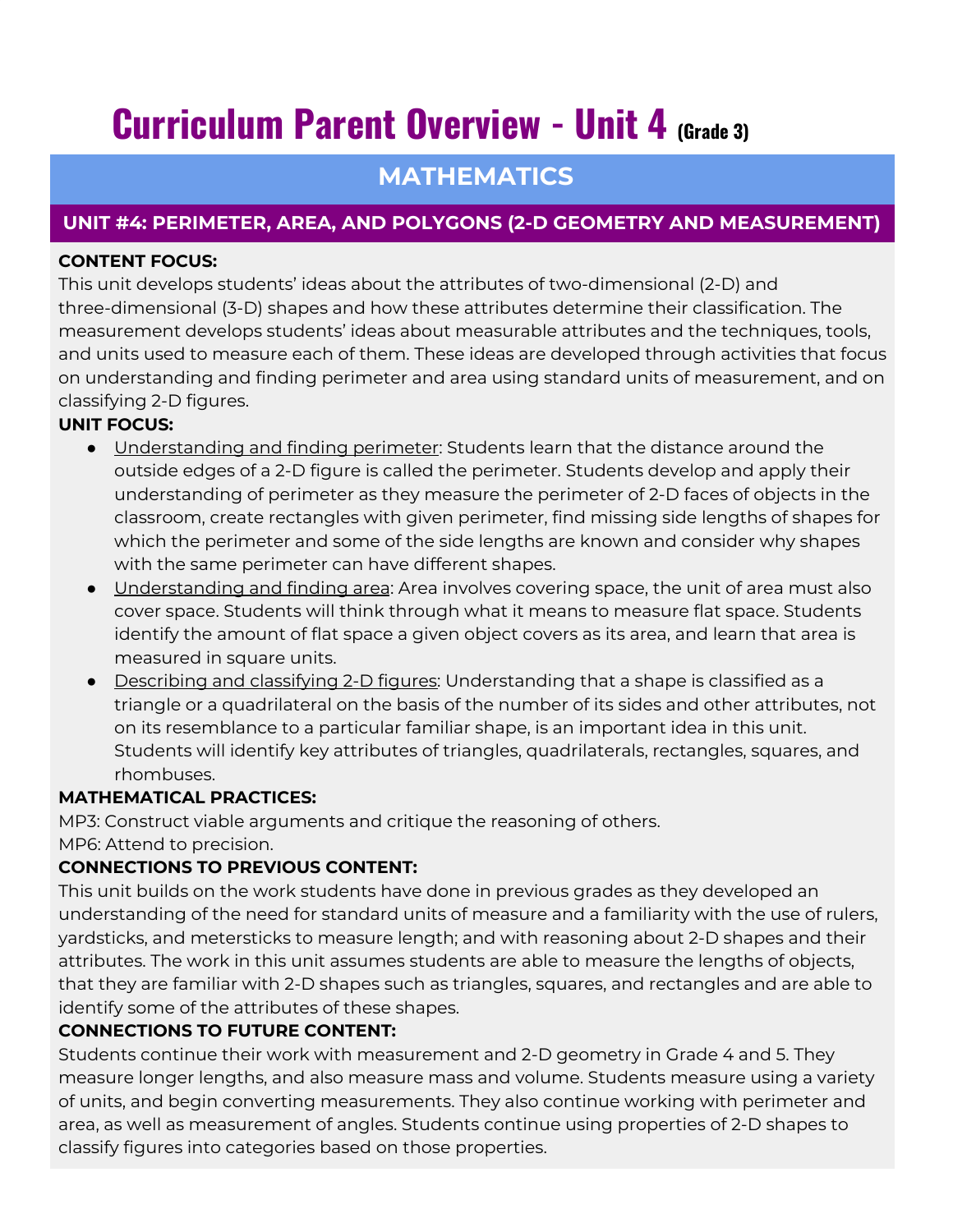# Curriculum Parent Overview - Unit 4 (Grade 3)

## MATHEMATICS

### UNIT #4: PERIMETER, AREA, AND POLYGONS (2-D GEOMETRY AND MEASUREMENT)

**CONTENT FOCUS:**

This unit develops students' ideas about the attributes of two-dimensional (2-D) and three-dimensional (3-D) shapes and how these attributes determine their classification. The measurement develops students' ideas about measurable attributes and the techniques, tools, and units used to measure each of them. These ideas are developed through activities that focus on understanding and finding perimeter and area using standard units of measurement, and on classifying 2-D figures.

**UNIT FOCUS:**

- Understanding and finding perimeter: Students learn that the distance around the outside edges of a 2-D figure is called the perimeter. Students develop and apply their understanding of perimeter as they measure the perimeter of 2-D faces of objects in the classroom, create rectangles with given perimeter, find missing side lengths of shapes for which the perimeter and some of the side lengths are known and consider why shapes with the same perimeter can have different shapes.
- Understanding and finding area: Area involves covering space, the unit of area must also cover space. Students will think through what it means to measure flat space. Students identify the amount of flat space a given object covers as its area, and learn that area is measured in square units.
- Describing and classifying 2-D figures: Understanding that a shape is classified as a triangle or a quadrilateral on the basis of the number of its sides and other attributes, not on its resemblance to a particular familiar shape, is an important idea in this unit. Students will identify key attributes of triangles, quadrilaterals, rectangles, squares, and rhombuses.

**MATHEMATICAL PRACTICES:**

MP3: Construct viable arguments and critique the reasoning of others.
MP6: Attend to precision.

**CONNECTIONS TO PREVIOUS CONTENT:**

This unit builds on the work students have done in previous grades as they developed an understanding of the need for standard units of measure and a familiarity with the use of rulers, yardsticks, and metersticks to measure length; and with reasoning about 2-D shapes and their attributes. The work in this unit assumes students are able to measure the lengths of objects, that they are familiar with 2-D shapes such as triangles, squares, and rectangles and are able to identify some of the attributes of these shapes.

**CONNECTIONS TO FUTURE CONTENT:**

Students continue their work with measurement and 2-D geometry in Grade 4 and 5. They measure longer lengths, and also measure mass and volume. Students measure using a variety of units, and begin converting measurements. They also continue working with perimeter and area, as well as measurement of angles. Students continue using properties of 2-D shapes to classify figures into categories based on those properties.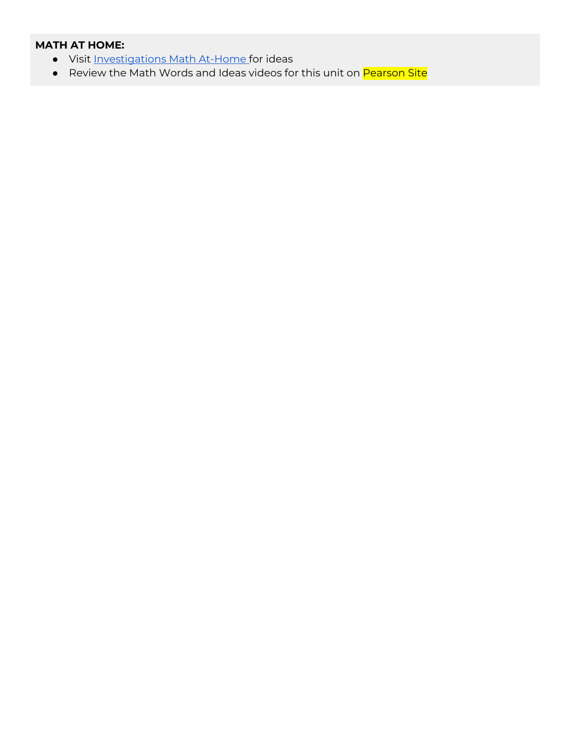**MATH AT HOME:**

- Visit Investigations Math At-Home for ideas
- Review the Math Words and Ideas videos for this unit on Pearson Site